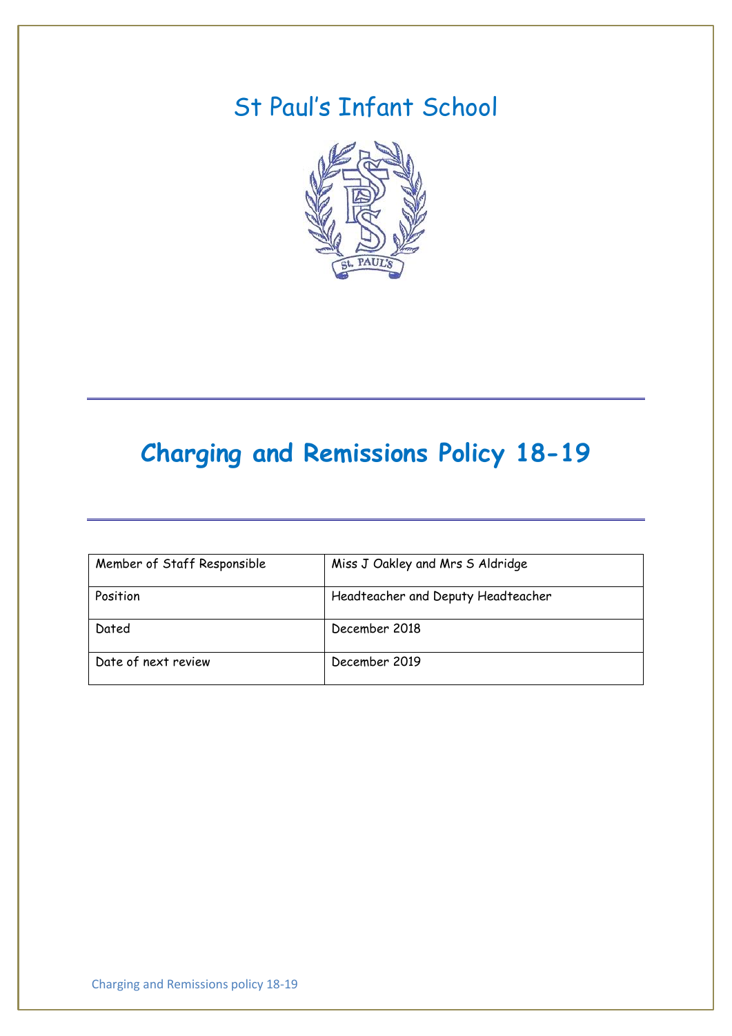# St Paul's Infant School

# Charging and Remissions Policy 18-19

| Member of Staff Responsible | Miss J Oakley and Mrs S Aldridge |
|---|---|
| Position | Headteacher and Deputy Headteacher |
| Dated | December 2018 |
| Date of next review | December 2019 |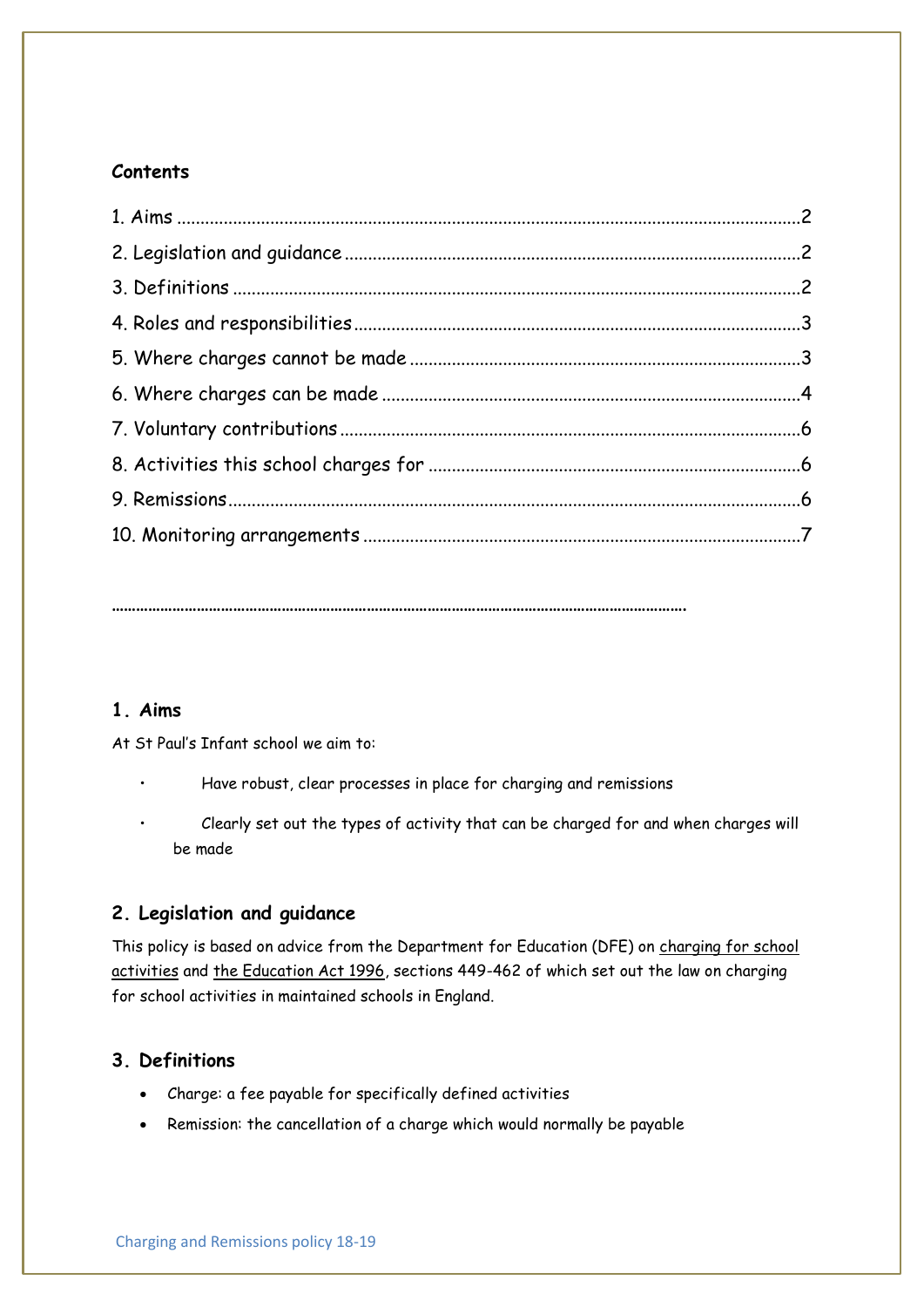**Contents**

1. Aims .....2
2. Legislation and guidance .....2
3. Definitions .....2
4. Roles and responsibilities .....3
5. Where charges cannot be made .....3
6. Where charges can be made .....4
7. Voluntary contributions .....6
8. Activities this school charges for .....6
9. Remissions .....6
10. Monitoring arrangements .....7

……………………………………………………………………………………………………………………

## 1. Aims

At St Paul's Infant school we aim to:

- Have robust, clear processes in place for charging and remissions
- Clearly set out the types of activity that can be charged for and when charges will be made

## 2. Legislation and guidance

This policy is based on advice from the Department for Education (DFE) on charging for school activities and the Education Act 1996, sections 449-462 of which set out the law on charging for school activities in maintained schools in England.

## 3. Definitions

- Charge: a fee payable for specifically defined activities
- Remission: the cancellation of a charge which would normally be payable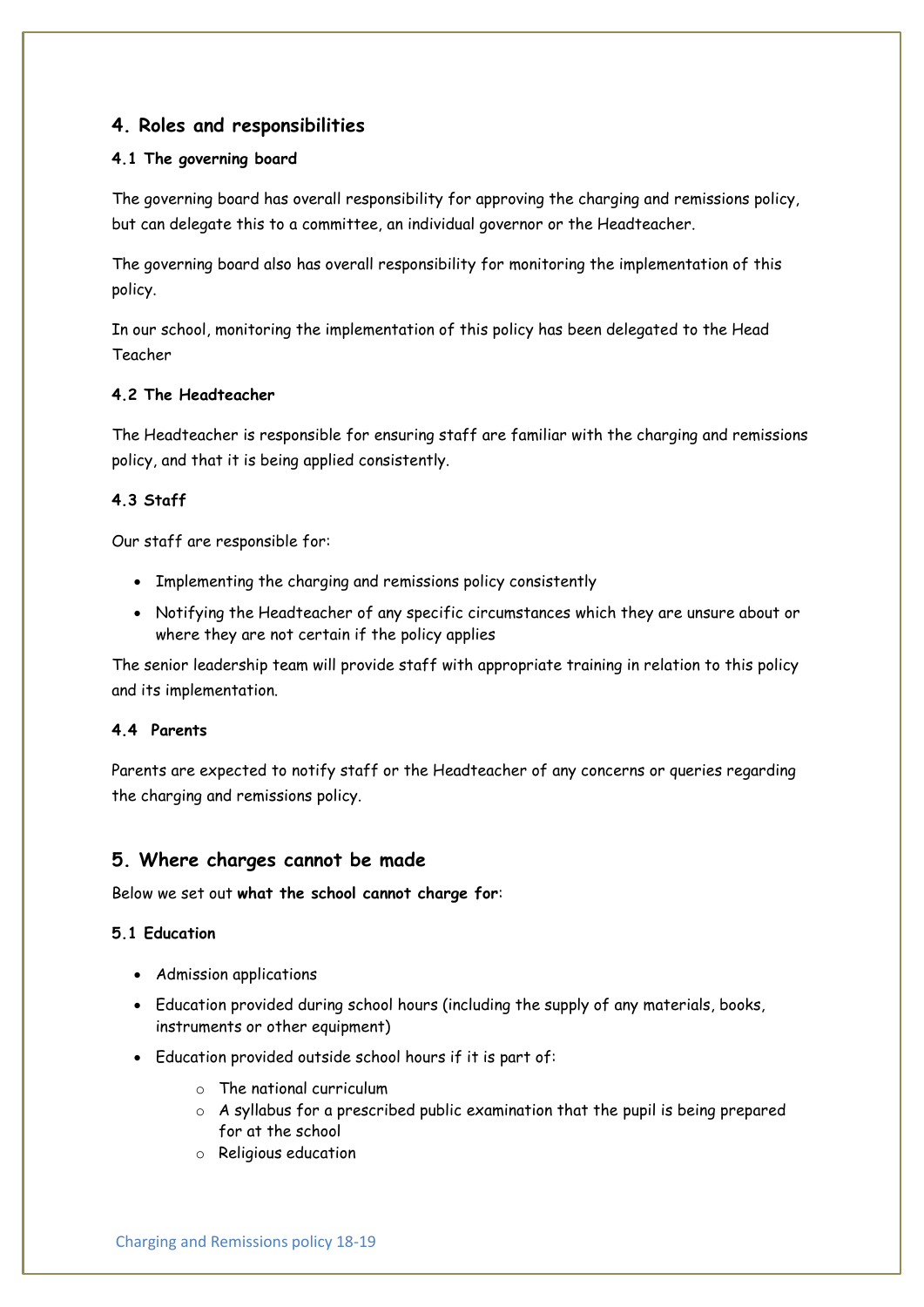## 4. Roles and responsibilities

### 4.1 The governing board

The governing board has overall responsibility for approving the charging and remissions policy, but can delegate this to a committee, an individual governor or the Headteacher.

The governing board also has overall responsibility for monitoring the implementation of this policy.

In our school, monitoring the implementation of this policy has been delegated to the Head Teacher

### 4.2 The Headteacher

The Headteacher is responsible for ensuring staff are familiar with the charging and remissions policy, and that it is being applied consistently.

### 4.3 Staff

Our staff are responsible for:

- Implementing the charging and remissions policy consistently
- Notifying the Headteacher of any specific circumstances which they are unsure about or where they are not certain if the policy applies

The senior leadership team will provide staff with appropriate training in relation to this policy and its implementation.

### 4.4 Parents

Parents are expected to notify staff or the Headteacher of any concerns or queries regarding the charging and remissions policy.

## 5. Where charges cannot be made

Below we set out **what the school cannot charge for**:

### 5.1 Education

- Admission applications
- Education provided during school hours (including the supply of any materials, books, instruments or other equipment)
- Education provided outside school hours if it is part of:
  - The national curriculum
  - A syllabus for a prescribed public examination that the pupil is being prepared for at the school
  - Religious education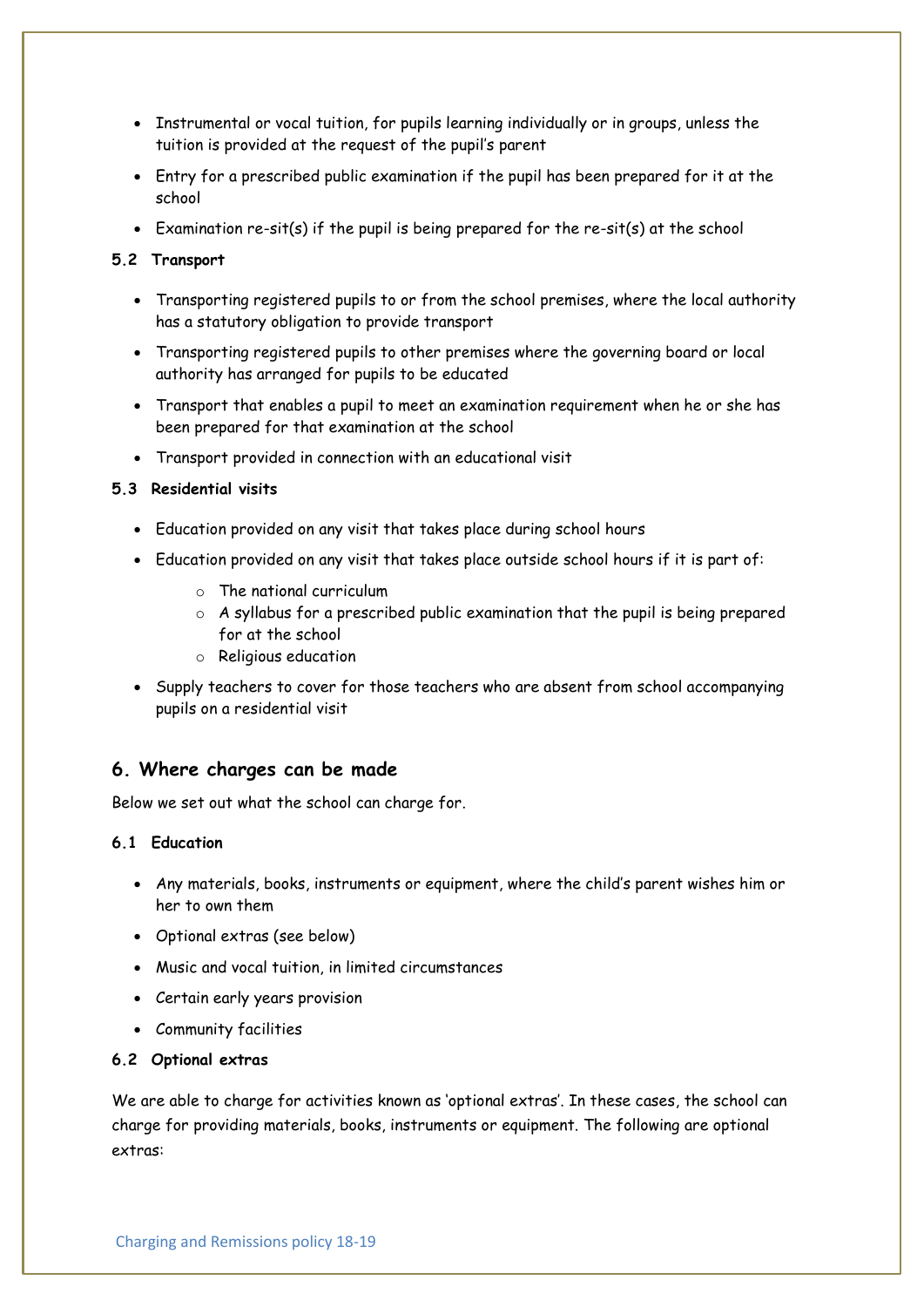- Instrumental or vocal tuition, for pupils learning individually or in groups, unless the tuition is provided at the request of the pupil's parent
- Entry for a prescribed public examination if the pupil has been prepared for it at the school
- Examination re-sit(s) if the pupil is being prepared for the re-sit(s) at the school

### 5.2 Transport

- Transporting registered pupils to or from the school premises, where the local authority has a statutory obligation to provide transport
- Transporting registered pupils to other premises where the governing board or local authority has arranged for pupils to be educated
- Transport that enables a pupil to meet an examination requirement when he or she has been prepared for that examination at the school
- Transport provided in connection with an educational visit

### 5.3 Residential visits

- Education provided on any visit that takes place during school hours
- Education provided on any visit that takes place outside school hours if it is part of:
    - The national curriculum
    - A syllabus for a prescribed public examination that the pupil is being prepared for at the school
    - Religious education
- Supply teachers to cover for those teachers who are absent from school accompanying pupils on a residential visit

## 6. Where charges can be made

Below we set out what the school can charge for.

### 6.1 Education

- Any materials, books, instruments or equipment, where the child's parent wishes him or her to own them
- Optional extras (see below)
- Music and vocal tuition, in limited circumstances
- Certain early years provision
- Community facilities

### 6.2 Optional extras

We are able to charge for activities known as 'optional extras'. In these cases, the school can charge for providing materials, books, instruments or equipment. The following are optional extras: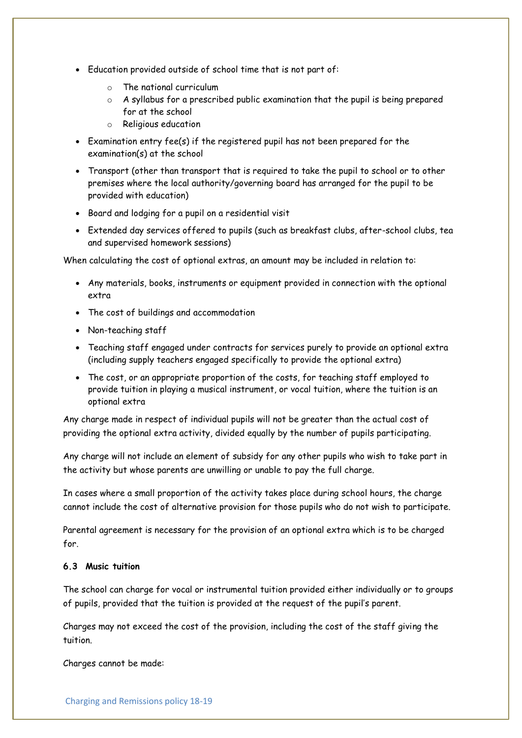- Education provided outside of school time that is not part of:
    - The national curriculum
    - A syllabus for a prescribed public examination that the pupil is being prepared for at the school
    - Religious education
- Examination entry fee(s) if the registered pupil has not been prepared for the examination(s) at the school
- Transport (other than transport that is required to take the pupil to school or to other premises where the local authority/governing board has arranged for the pupil to be provided with education)
- Board and lodging for a pupil on a residential visit
- Extended day services offered to pupils (such as breakfast clubs, after-school clubs, tea and supervised homework sessions)

When calculating the cost of optional extras, an amount may be included in relation to:

- Any materials, books, instruments or equipment provided in connection with the optional extra
- The cost of buildings and accommodation
- Non-teaching staff
- Teaching staff engaged under contracts for services purely to provide an optional extra (including supply teachers engaged specifically to provide the optional extra)
- The cost, or an appropriate proportion of the costs, for teaching staff employed to provide tuition in playing a musical instrument, or vocal tuition, where the tuition is an optional extra

Any charge made in respect of individual pupils will not be greater than the actual cost of providing the optional extra activity, divided equally by the number of pupils participating.

Any charge will not include an element of subsidy for any other pupils who wish to take part in the activity but whose parents are unwilling or unable to pay the full charge.

In cases where a small proportion of the activity takes place during school hours, the charge cannot include the cost of alternative provision for those pupils who do not wish to participate.

Parental agreement is necessary for the provision of an optional extra which is to be charged for.

### 6.3 Music tuition

The school can charge for vocal or instrumental tuition provided either individually or to groups of pupils, provided that the tuition is provided at the request of the pupil's parent.

Charges may not exceed the cost of the provision, including the cost of the staff giving the tuition.

Charges cannot be made: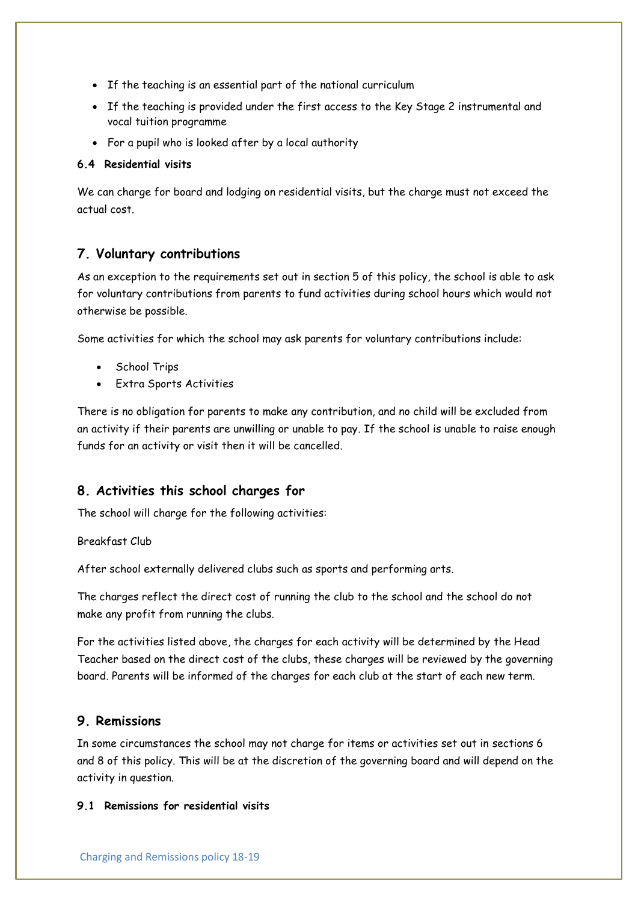- If the teaching is an essential part of the national curriculum
- If the teaching is provided under the first access to the Key Stage 2 instrumental and vocal tuition programme
- For a pupil who is looked after by a local authority

### 6.4 Residential visits

We can charge for board and lodging on residential visits, but the charge must not exceed the actual cost.

## 7. Voluntary contributions

As an exception to the requirements set out in section 5 of this policy, the school is able to ask for voluntary contributions from parents to fund activities during school hours which would not otherwise be possible.

Some activities for which the school may ask parents for voluntary contributions include:

- School Trips
- Extra Sports Activities

There is no obligation for parents to make any contribution, and no child will be excluded from an activity if their parents are unwilling or unable to pay. If the school is unable to raise enough funds for an activity or visit then it will be cancelled.

## 8. Activities this school charges for

The school will charge for the following activities:

Breakfast Club

After school externally delivered clubs such as sports and performing arts.

The charges reflect the direct cost of running the club to the school and the school do not make any profit from running the clubs.

For the activities listed above, the charges for each activity will be determined by the Head Teacher based on the direct cost of the clubs, these charges will be reviewed by the governing board. Parents will be informed of the charges for each club at the start of each new term.

## 9. Remissions

In some circumstances the school may not charge for items or activities set out in sections 6 and 8 of this policy. This will be at the discretion of the governing board and will depend on the activity in question.

### 9.1 Remissions for residential visits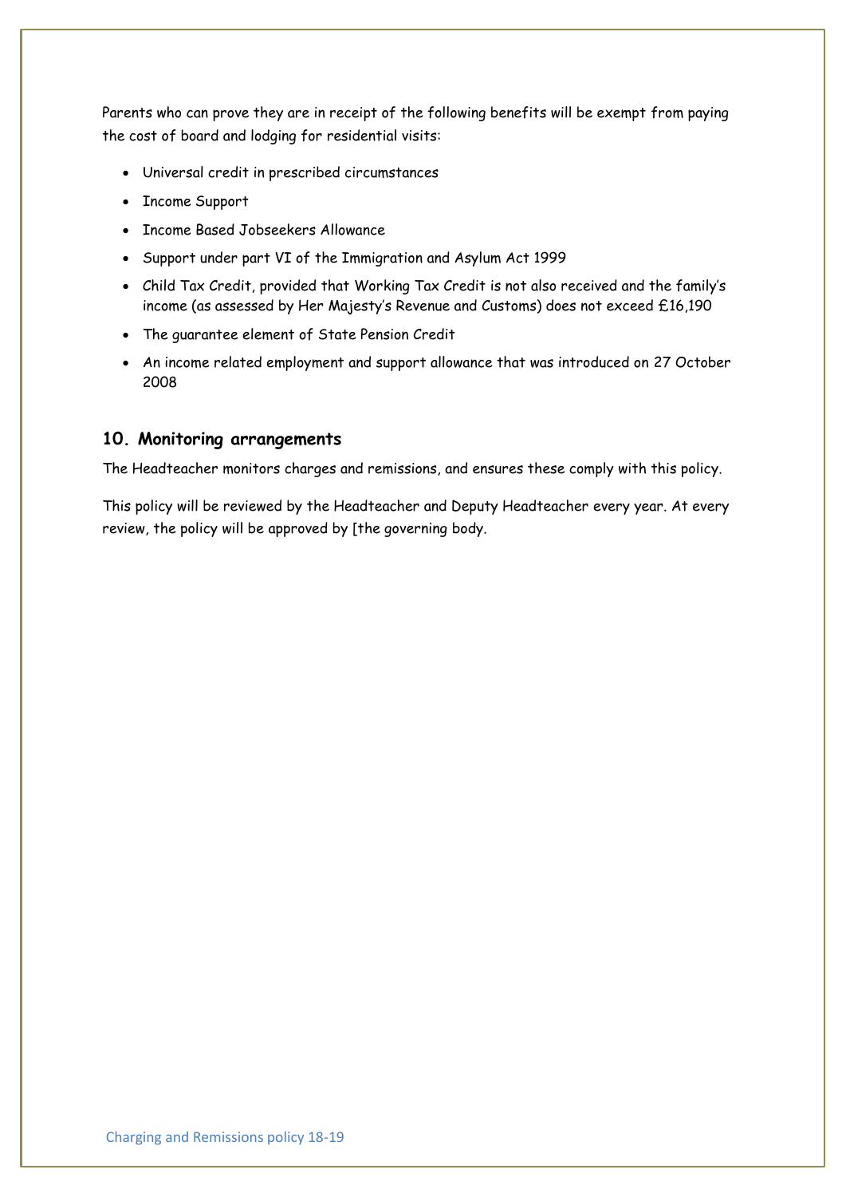Parents who can prove they are in receipt of the following benefits will be exempt from paying the cost of board and lodging for residential visits:

- Universal credit in prescribed circumstances
- Income Support
- Income Based Jobseekers Allowance
- Support under part VI of the Immigration and Asylum Act 1999
- Child Tax Credit, provided that Working Tax Credit is not also received and the family's income (as assessed by Her Majesty's Revenue and Customs) does not exceed £16,190
- The guarantee element of State Pension Credit
- An income related employment and support allowance that was introduced on 27 October 2008

## 10. Monitoring arrangements

The Headteacher monitors charges and remissions, and ensures these comply with this policy.

This policy will be reviewed by the Headteacher and Deputy Headteacher every year. At every review, the policy will be approved by [the governing body.